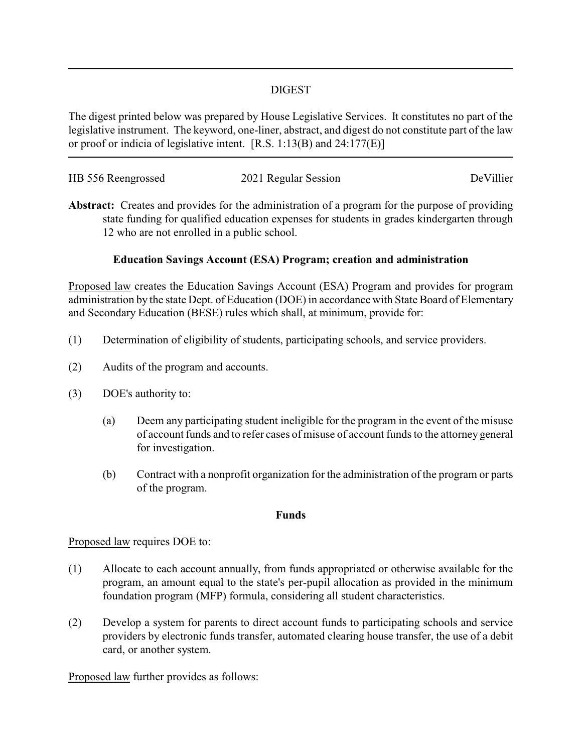## DIGEST

The digest printed below was prepared by House Legislative Services. It constitutes no part of the legislative instrument. The keyword, one-liner, abstract, and digest do not constitute part of the law or proof or indicia of legislative intent. [R.S. 1:13(B) and 24:177(E)]

---

HB 556 Reengrossed 2021 Regular Session DeVillier

**Abstract:** Creates and provides for the administration of a program for the purpose of providing state funding for qualified education expenses for students in grades kindergarten through 12 who are not enrolled in a public school.

### Education Savings Account (ESA) Program; creation and administration

Proposed law creates the Education Savings Account (ESA) Program and provides for program administration by the state Dept. of Education (DOE) in accordance with State Board of Elementary and Secondary Education (BESE) rules which shall, at minimum, provide for:

(1) Determination of eligibility of students, participating schools, and service providers.

(2) Audits of the program and accounts.

(3) DOE's authority to:

   (a) Deem any participating student ineligible for the program in the event of the misuse of account funds and to refer cases of misuse of account funds to the attorney general for investigation.

   (b) Contract with a nonprofit organization for the administration of the program or parts of the program.

### Funds

Proposed law requires DOE to:

(1) Allocate to each account annually, from funds appropriated or otherwise available for the program, an amount equal to the state's per-pupil allocation as provided in the minimum foundation program (MFP) formula, considering all student characteristics.

(2) Develop a system for parents to direct account funds to participating schools and service providers by electronic funds transfer, automated clearing house transfer, the use of a debit card, or another system.

Proposed law further provides as follows: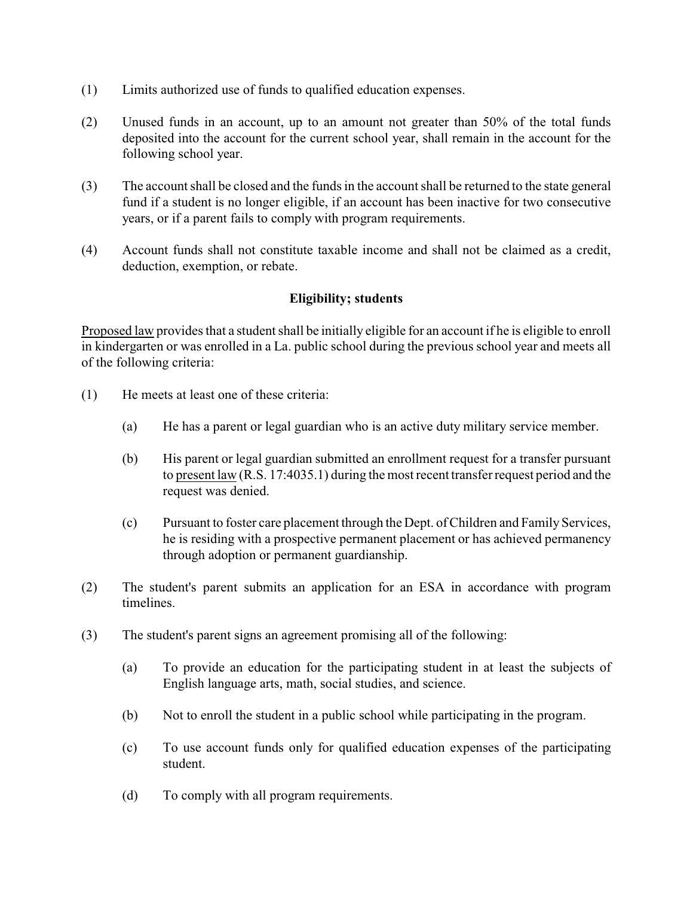(1) Limits authorized use of funds to qualified education expenses.

(2) Unused funds in an account, up to an amount not greater than 50% of the total funds deposited into the account for the current school year, shall remain in the account for the following school year.

(3) The account shall be closed and the funds in the account shall be returned to the state general fund if a student is no longer eligible, if an account has been inactive for two consecutive years, or if a parent fails to comply with program requirements.

(4) Account funds shall not constitute taxable income and shall not be claimed as a credit, deduction, exemption, or rebate.

**Eligibility; students**

<u>Proposed law</u> provides that a student shall be initially eligible for an account if he is eligible to enroll in kindergarten or was enrolled in a La. public school during the previous school year and meets all of the following criteria:

(1) He meets at least one of these criteria:

  (a) He has a parent or legal guardian who is an active duty military service member.

  (b) His parent or legal guardian submitted an enrollment request for a transfer pursuant to <u>present law</u> (R.S. 17:4035.1) during the most recent transfer request period and the request was denied.

  (c) Pursuant to foster care placement through the Dept. of Children and Family Services, he is residing with a prospective permanent placement or has achieved permanency through adoption or permanent guardianship.

(2) The student's parent submits an application for an ESA in accordance with program timelines.

(3) The student's parent signs an agreement promising all of the following:

  (a) To provide an education for the participating student in at least the subjects of English language arts, math, social studies, and science.

  (b) Not to enroll the student in a public school while participating in the program.

  (c) To use account funds only for qualified education expenses of the participating student.

  (d) To comply with all program requirements.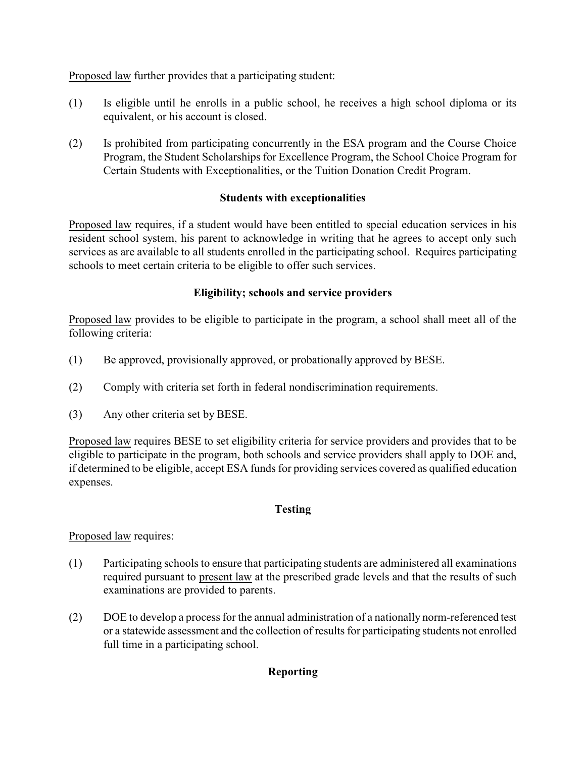Proposed law further provides that a participating student:

(1) Is eligible until he enrolls in a public school, he receives a high school diploma or its equivalent, or his account is closed.

(2) Is prohibited from participating concurrently in the ESA program and the Course Choice Program, the Student Scholarships for Excellence Program, the School Choice Program for Certain Students with Exceptionalities, or the Tuition Donation Credit Program.

**Students with exceptionalities**

Proposed law requires, if a student would have been entitled to special education services in his resident school system, his parent to acknowledge in writing that he agrees to accept only such services as are available to all students enrolled in the participating school. Requires participating schools to meet certain criteria to be eligible to offer such services.

**Eligibility; schools and service providers**

Proposed law provides to be eligible to participate in the program, a school shall meet all of the following criteria:

(1) Be approved, provisionally approved, or probationally approved by BESE.

(2) Comply with criteria set forth in federal nondiscrimination requirements.

(3) Any other criteria set by BESE.

Proposed law requires BESE to set eligibility criteria for service providers and provides that to be eligible to participate in the program, both schools and service providers shall apply to DOE and, if determined to be eligible, accept ESA funds for providing services covered as qualified education expenses.

**Testing**

Proposed law requires:

(1) Participating schools to ensure that participating students are administered all examinations required pursuant to present law at the prescribed grade levels and that the results of such examinations are provided to parents.

(2) DOE to develop a process for the annual administration of a nationally norm-referenced test or a statewide assessment and the collection of results for participating students not enrolled full time in a participating school.

**Reporting**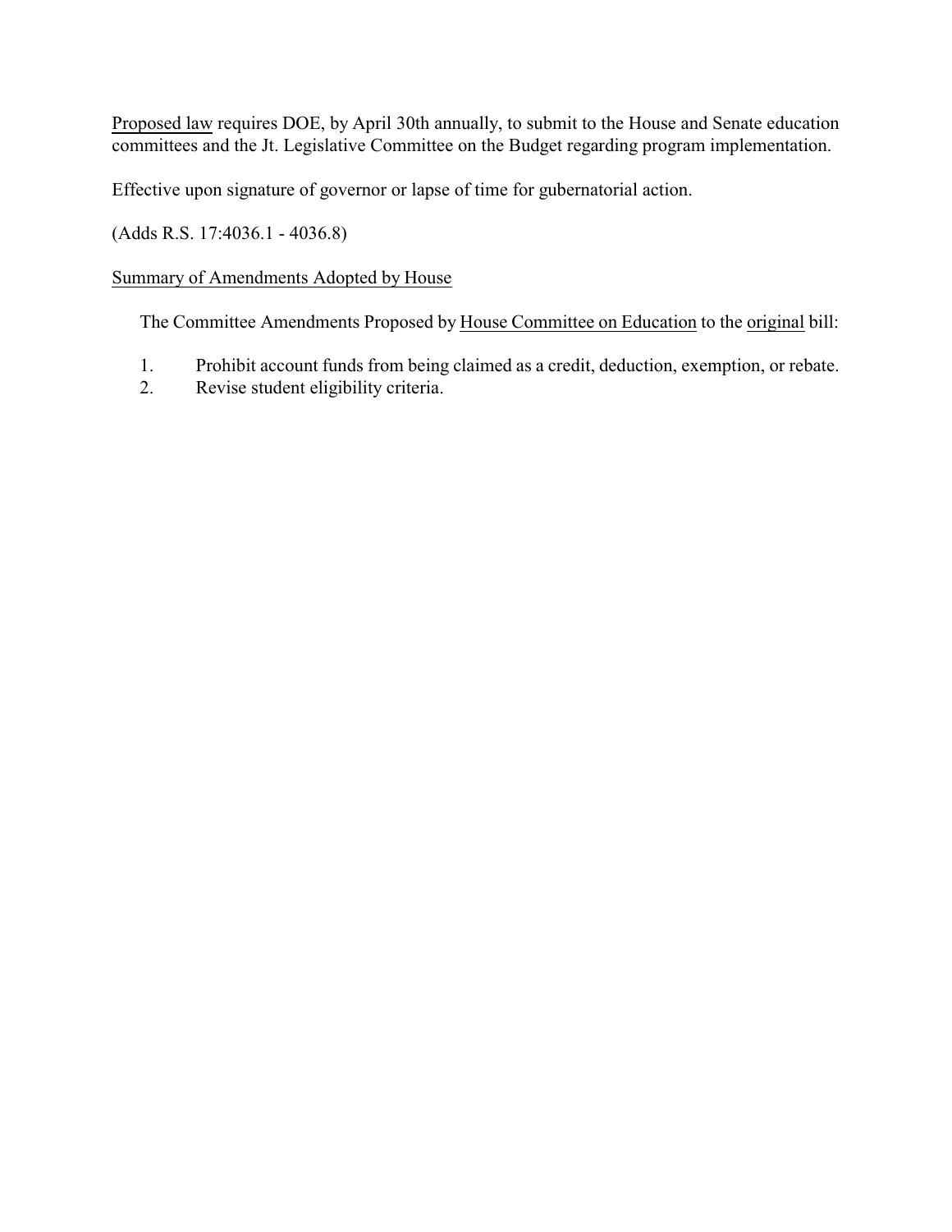Proposed law requires DOE, by April 30th annually, to submit to the House and Senate education committees and the Jt. Legislative Committee on the Budget regarding program implementation.

Effective upon signature of governor or lapse of time for gubernatorial action.

(Adds R.S. 17:4036.1 - 4036.8)

Summary of Amendments Adopted by House

The Committee Amendments Proposed by House Committee on Education to the original bill:

1. Prohibit account funds from being claimed as a credit, deduction, exemption, or rebate.
2. Revise student eligibility criteria.